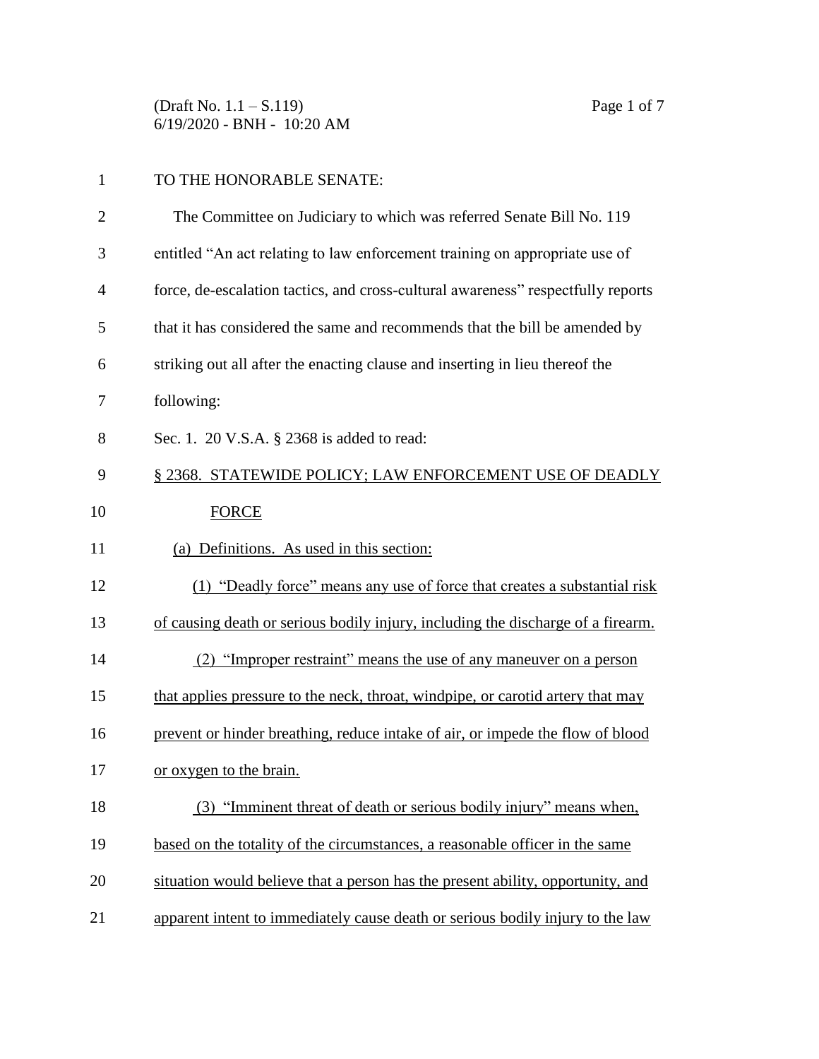TO THE HONORABLE SENATE:

The Committee on Judiciary to which was referred Senate Bill No. 119 entitled "An act relating to law enforcement training on appropriate use of force, de-escalation tactics, and cross-cultural awareness" respectfully reports that it has considered the same and recommends that the bill be amended by striking out all after the enacting clause and inserting in lieu thereof the following:

Sec. 1. 20 V.S.A. § 2368 is added to read:

§ 2368. STATEWIDE POLICY; LAW ENFORCEMENT USE OF DEADLY FORCE

(a) Definitions. As used in this section:

(1) "Deadly force" means any use of force that creates a substantial risk of causing death or serious bodily injury, including the discharge of a firearm.

(2) "Improper restraint" means the use of any maneuver on a person that applies pressure to the neck, throat, windpipe, or carotid artery that may prevent or hinder breathing, reduce intake of air, or impede the flow of blood or oxygen to the brain.

(3) "Imminent threat of death or serious bodily injury" means when, based on the totality of the circumstances, a reasonable officer in the same situation would believe that a person has the present ability, opportunity, and apparent intent to immediately cause death or serious bodily injury to the law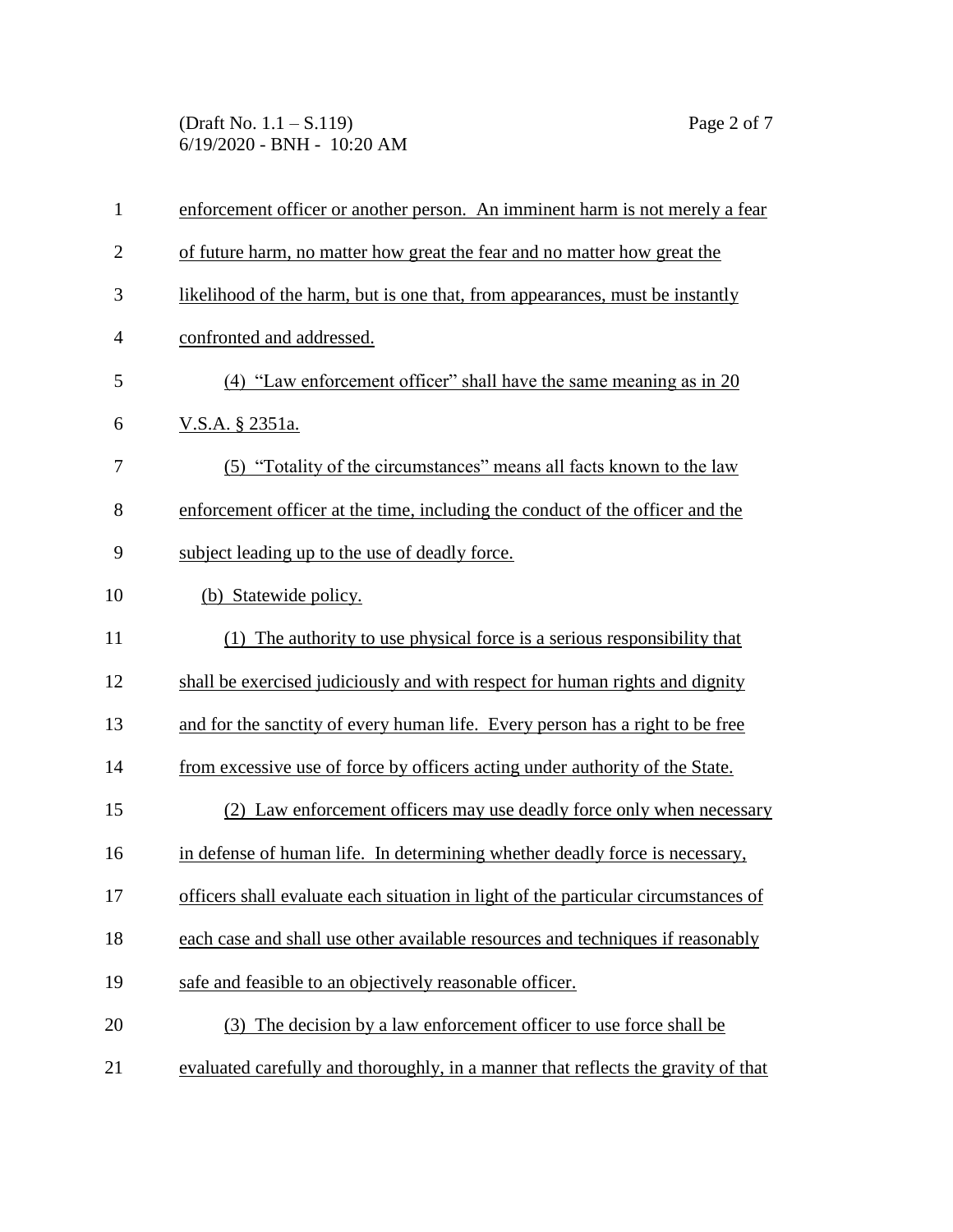enforcement officer or another person. An imminent harm is not merely a fear of future harm, no matter how great the fear and no matter how great the likelihood of the harm, but is one that, from appearances, must be instantly confronted and addressed.

(4) "Law enforcement officer" shall have the same meaning as in 20 V.S.A. § 2351a.

(5) "Totality of the circumstances" means all facts known to the law enforcement officer at the time, including the conduct of the officer and the subject leading up to the use of deadly force.

(b) Statewide policy.

(1) The authority to use physical force is a serious responsibility that shall be exercised judiciously and with respect for human rights and dignity and for the sanctity of every human life. Every person has a right to be free from excessive use of force by officers acting under authority of the State.

(2) Law enforcement officers may use deadly force only when necessary in defense of human life. In determining whether deadly force is necessary, officers shall evaluate each situation in light of the particular circumstances of each case and shall use other available resources and techniques if reasonably safe and feasible to an objectively reasonable officer.

(3) The decision by a law enforcement officer to use force shall be evaluated carefully and thoroughly, in a manner that reflects the gravity of that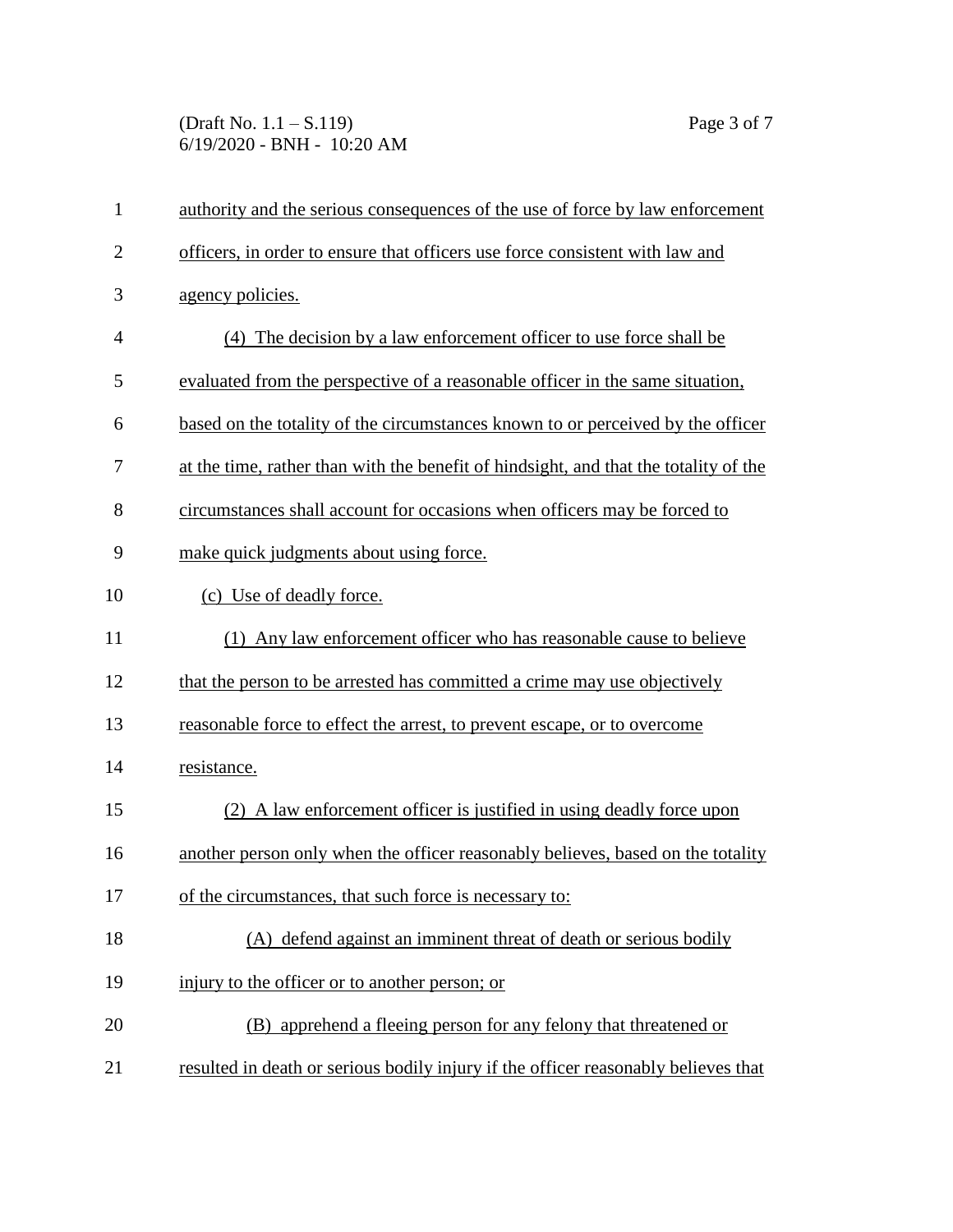authority and the serious consequences of the use of force by law enforcement officers, in order to ensure that officers use force consistent with law and agency policies.

(4) The decision by a law enforcement officer to use force shall be evaluated from the perspective of a reasonable officer in the same situation, based on the totality of the circumstances known to or perceived by the officer at the time, rather than with the benefit of hindsight, and that the totality of the circumstances shall account for occasions when officers may be forced to make quick judgments about using force.

(c) Use of deadly force.

(1) Any law enforcement officer who has reasonable cause to believe that the person to be arrested has committed a crime may use objectively reasonable force to effect the arrest, to prevent escape, or to overcome resistance.

(2) A law enforcement officer is justified in using deadly force upon another person only when the officer reasonably believes, based on the totality of the circumstances, that such force is necessary to:

(A) defend against an imminent threat of death or serious bodily injury to the officer or to another person; or

(B) apprehend a fleeing person for any felony that threatened or resulted in death or serious bodily injury if the officer reasonably believes that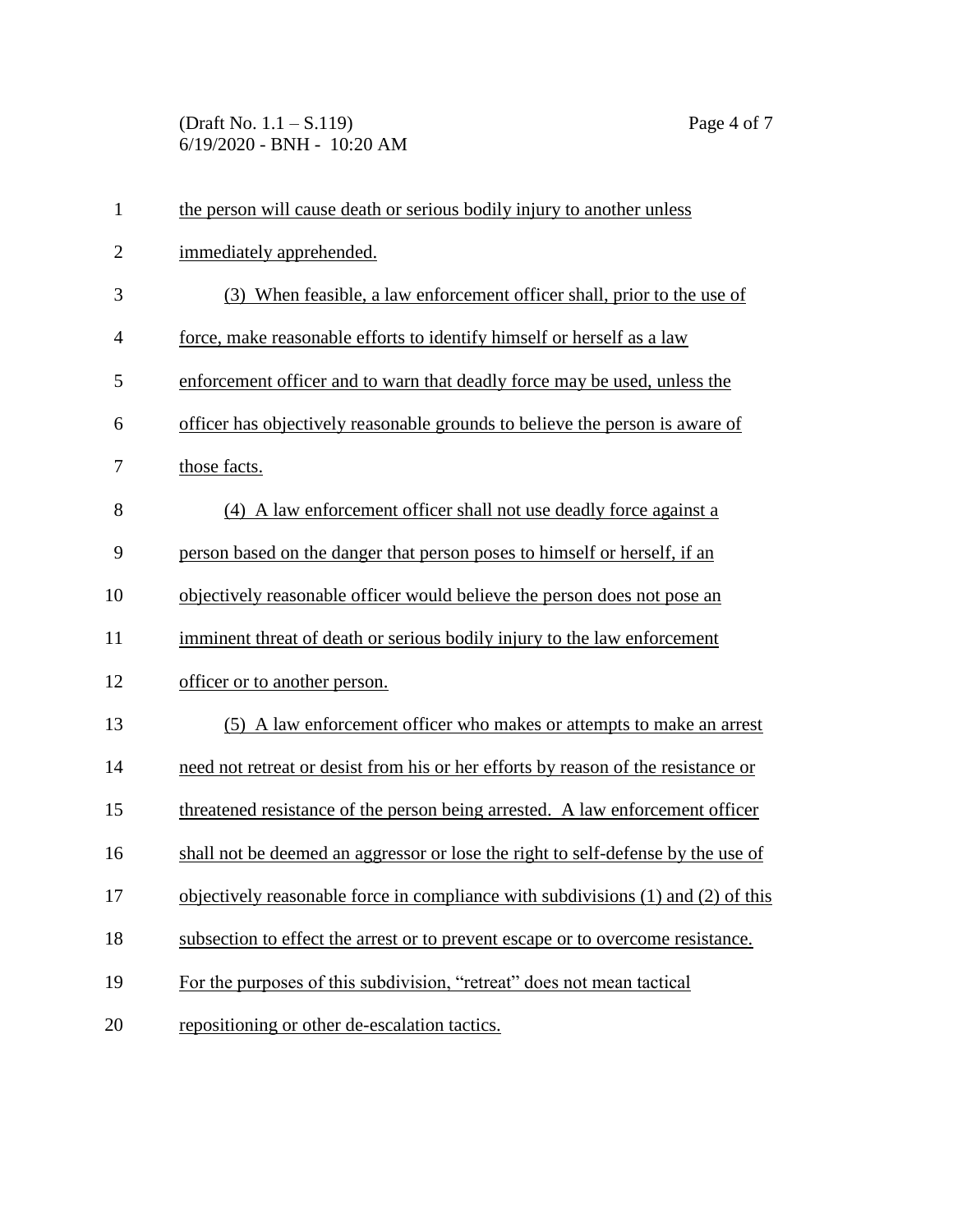the person will cause death or serious bodily injury to another unless immediately apprehended.

(3) When feasible, a law enforcement officer shall, prior to the use of force, make reasonable efforts to identify himself or herself as a law enforcement officer and to warn that deadly force may be used, unless the officer has objectively reasonable grounds to believe the person is aware of those facts.

(4) A law enforcement officer shall not use deadly force against a person based on the danger that person poses to himself or herself, if an objectively reasonable officer would believe the person does not pose an imminent threat of death or serious bodily injury to the law enforcement officer or to another person.

(5) A law enforcement officer who makes or attempts to make an arrest need not retreat or desist from his or her efforts by reason of the resistance or threatened resistance of the person being arrested. A law enforcement officer shall not be deemed an aggressor or lose the right to self-defense by the use of objectively reasonable force in compliance with subdivisions (1) and (2) of this subsection to effect the arrest or to prevent escape or to overcome resistance. For the purposes of this subdivision, "retreat" does not mean tactical repositioning or other de-escalation tactics.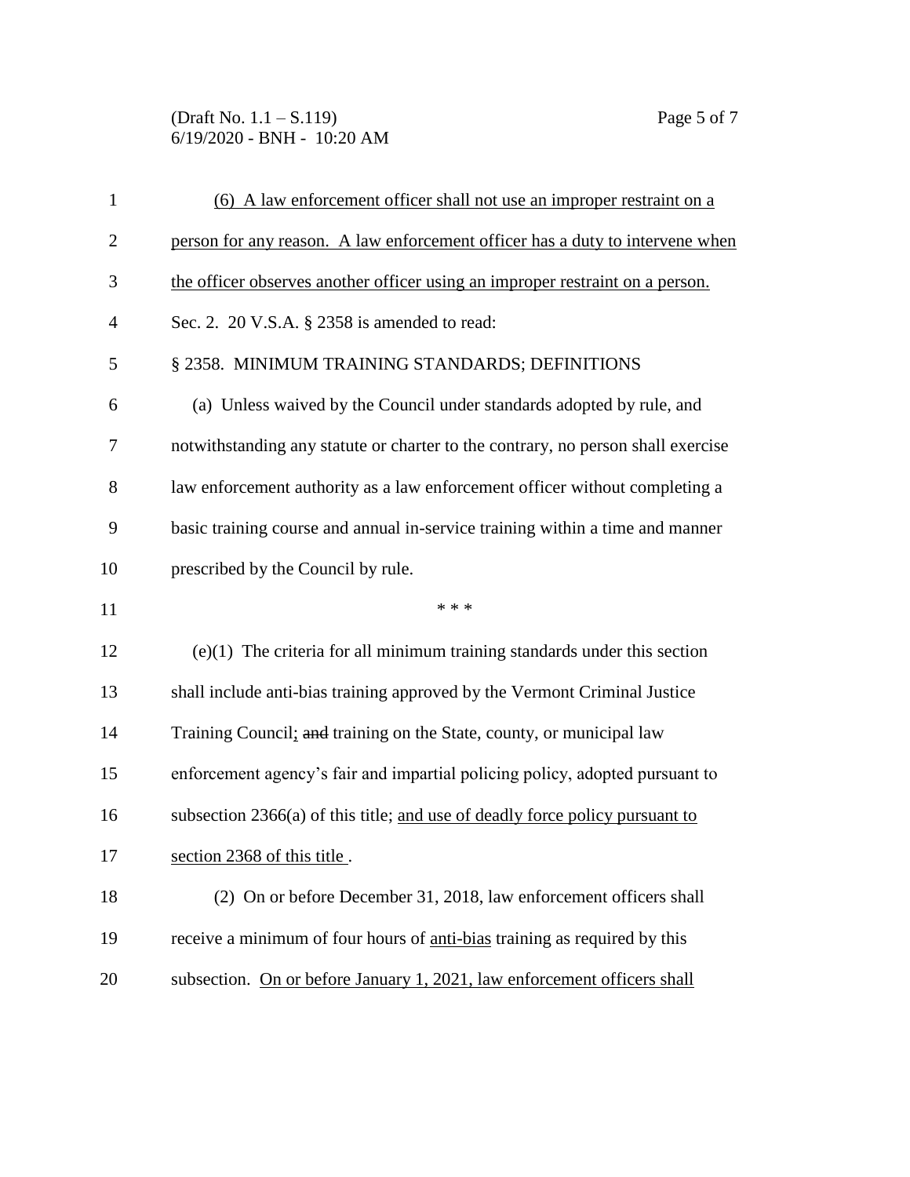(6) A law enforcement officer shall not use an improper restraint on a person for any reason. A law enforcement officer has a duty to intervene when the officer observes another officer using an improper restraint on a person.

Sec. 2. 20 V.S.A. § 2358 is amended to read:

§ 2358. MINIMUM TRAINING STANDARDS; DEFINITIONS

(a) Unless waived by the Council under standards adopted by rule, and notwithstanding any statute or charter to the contrary, no person shall exercise law enforcement authority as a law enforcement officer without completing a basic training course and annual in-service training within a time and manner prescribed by the Council by rule.

\* \* \*

(e)(1) The criteria for all minimum training standards under this section shall include anti-bias training approved by the Vermont Criminal Justice Training Council; ~~and~~ training on the State, county, or municipal law enforcement agency's fair and impartial policing policy, adopted pursuant to subsection 2366(a) of this title; and use of deadly force policy pursuant to section 2368 of this title .

(2) On or before December 31, 2018, law enforcement officers shall receive a minimum of four hours of anti-bias training as required by this subsection. On or before January 1, 2021, law enforcement officers shall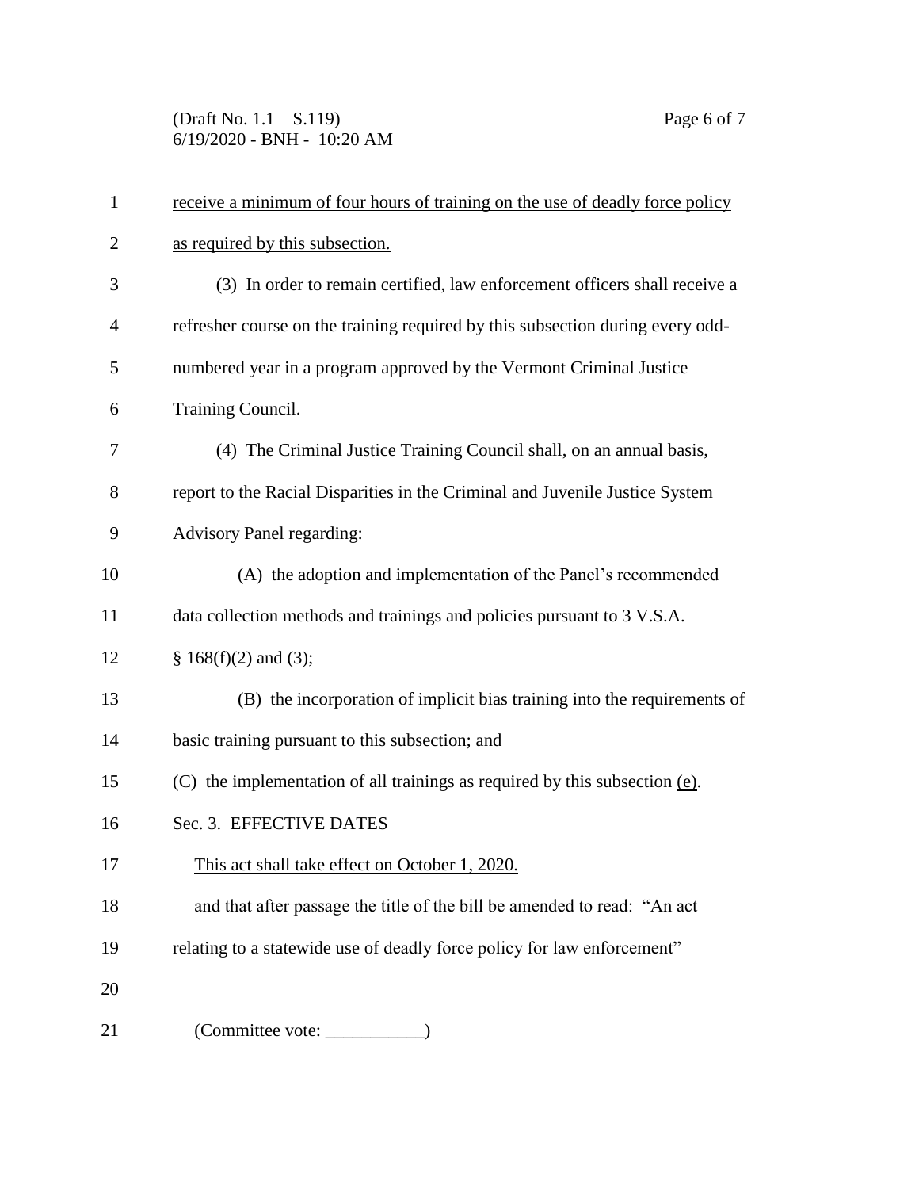receive a minimum of four hours of training on the use of deadly force policy as required by this subsection.

(3) In order to remain certified, law enforcement officers shall receive a refresher course on the training required by this subsection during every odd-numbered year in a program approved by the Vermont Criminal Justice Training Council.

(4) The Criminal Justice Training Council shall, on an annual basis, report to the Racial Disparities in the Criminal and Juvenile Justice System Advisory Panel regarding:

(A) the adoption and implementation of the Panel's recommended data collection methods and trainings and policies pursuant to 3 V.S.A. § 168(f)(2) and (3);

(B) the incorporation of implicit bias training into the requirements of basic training pursuant to this subsection; and

(C) the implementation of all trainings as required by this subsection (e).

Sec. 3. EFFECTIVE DATES

This act shall take effect on October 1, 2020.

and that after passage the title of the bill be amended to read: "An act relating to a statewide use of deadly force policy for law enforcement"

(Committee vote: ___________)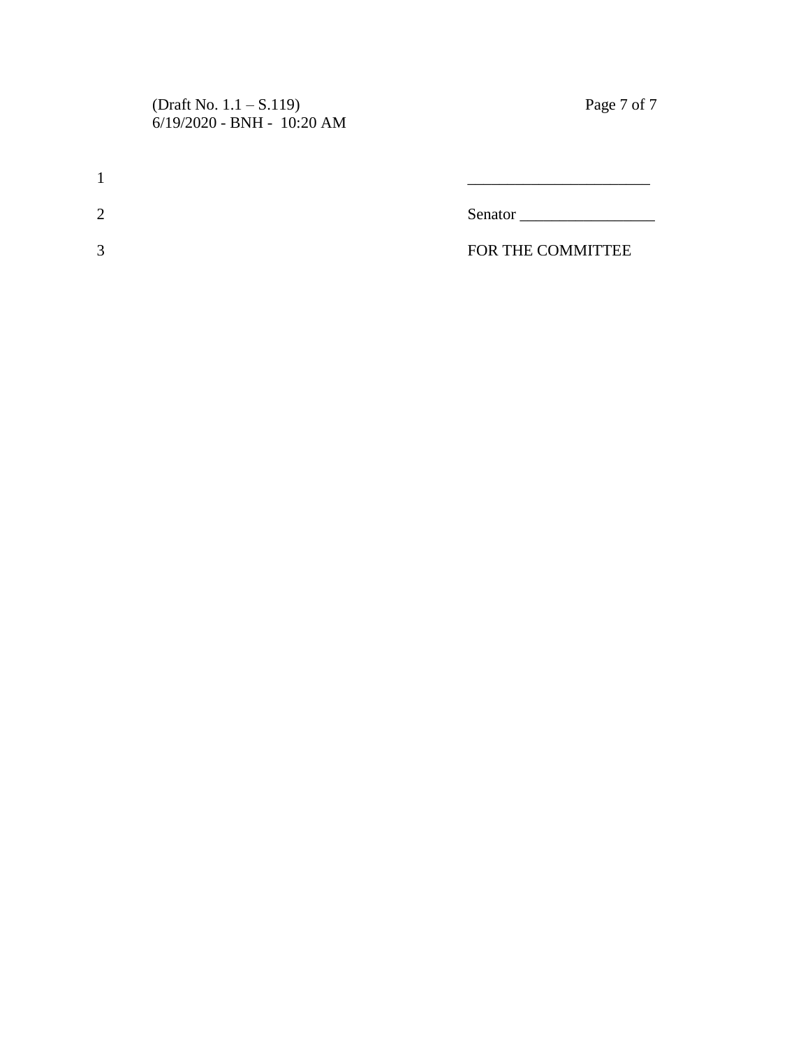_______________________

Senator _________________

FOR THE COMMITTEE